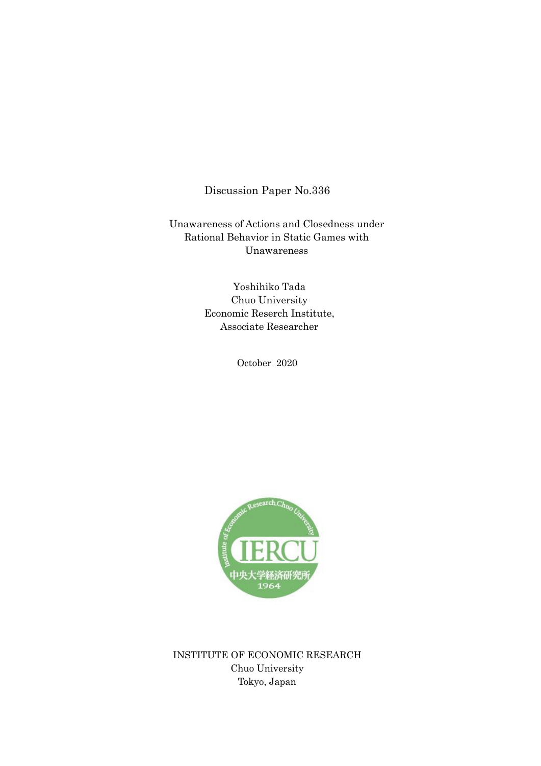Discussion Paper No.336

# Unawareness of Actions and Closedness under Rational Behavior in Static Games with Unawareness

Yoshihiko Tada
Chuo University
Economic Reserch Institute,
Associate Researcher

October 2020

INSTITUTE OF ECONOMIC RESEARCH
Chuo University
Tokyo, Japan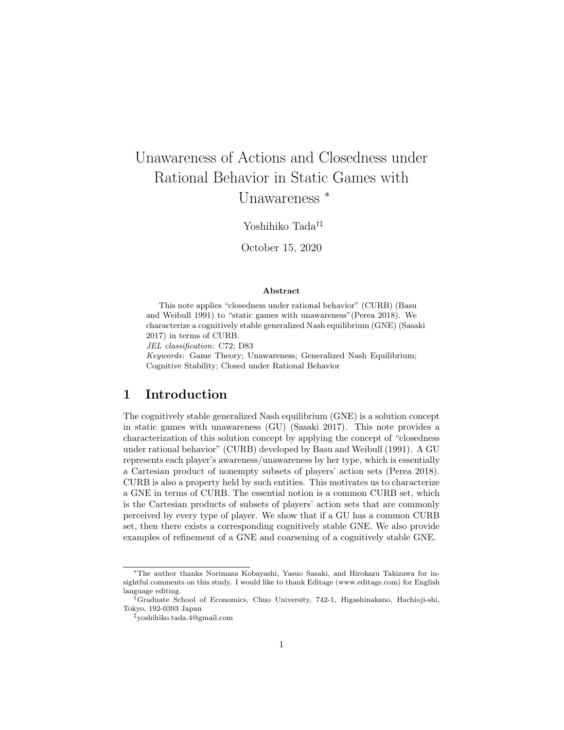# Unawareness of Actions and Closedness under Rational Behavior in Static Games with Unawareness *

Yoshihiko Tada[†‡]

October 15, 2020

### Abstract

This note applies "closedness under rational behavior" (CURB) (Basu and Weibull 1991) to "static games with unawareness"(Perea 2018). We characterize a cognitively stable generalized Nash equilibrium (GNE) (Sasaki 2017) in terms of CURB.

*JEL classification*: C72; D83

*Keywords*: Game Theory; Unawareness; Generalized Nash Equilibrium; Cognitive Stability; Closed under Rational Behavior

## 1 Introduction

The cognitively stable generalized Nash equilibrium (GNE) is a solution concept in static games with unawareness (GU) (Sasaki 2017). This note provides a characterization of this solution concept by applying the concept of "closedness under rational behavior" (CURB) developed by Basu and Weibull (1991). A GU represents each player's awareness/unawareness by her type, which is essentially a Cartesian product of nonempty subsets of players' action sets (Perea 2018). CURB is also a property held by such entities. This motivates us to characterize a GNE in terms of CURB. The essential notion is a common CURB set, which is the Cartesian products of subsets of players' action sets that are commonly perceived by every type of player. We show that if a GU has a common CURB set, then there exists a corresponding cognitively stable GNE. We also provide examples of refinement of a GNE and coarsening of a cognitively stable GNE.

---

*The author thanks Norimasa Kobayashi, Yasuo Sasaki, and Hirokazu Takizawa for insightful comments on this study. I would like to thank Editage (www.editage.com) for English language editing.

†Graduate School of Economics, Chuo University, 742-1, Higashinakano, Hachioji-shi, Tokyo, 192-0393 Japan

‡yoshihiko.tada.4@gmail.com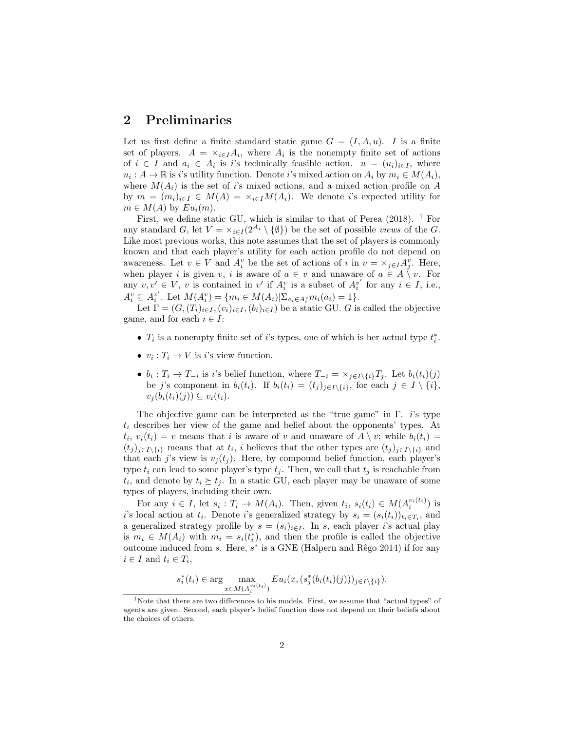## 2 Preliminaries

Let us first define a finite standard static game $G = (I, A, u)$. $I$ is a finite set of players. $A = \times_{i \in I} A_i$, where $A_i$ is the nonempty finite set of actions of $i \in I$ and $a_i \in A_i$ is $i$'s technically feasible action. $u = (u_i)_{i \in I}$, where $u_i : A \to \mathbb{R}$ is $i$'s utility function. Denote $i$'s mixed action on $A_i$ by $m_i \in M(A_i)$, where $M(A_i)$ is the set of $i$'s mixed actions, and a mixed action profile on $A$ by $m = (m_i)_{i \in I} \in M(A) = \times_{i \in I} M(A_i)$. We denote $i$'s expected utility for $m \in M(A)$ by $Eu_i(m)$.

First, we define static GU, which is similar to that of Perea (2018). [1] For any standard $G$, let $V = \times_{i \in I}(2^{A_i} \setminus \{\emptyset\})$ be the set of possible *views* of the $G$. Like most previous works, this note assumes that the set of players is commonly known and that each player's utility for each action profile do not depend on awareness. Let $v \in V$ and $A_i^v$ be the set of actions of $i$ in $v = \times_{j \in I} A_j^v$. Here, when player $i$ is given $v$, $i$ is aware of $a \in v$ and unaware of $a \in A \setminus v$. For any $v, v' \in V$, $v$ is contained in $v'$ if $A_i^v$ is a subset of $A_i^{v'}$ for any $i \in I$, i.e., $A_i^v \subseteq A_i^{v'}$. Let $M(A_i^v) = \{m_i \in M(A_i) | \Sigma_{a_i \in A_i^v} m_i(a_i) = 1\}$.

Let $\Gamma = (G, (T_i)_{i \in I}, (v_i)_{i \in I}, (b_i)_{i \in I})$ be a static GU. $G$ is called the objective game, and for each $i \in I$:

- $T_i$ is a nonempty finite set of $i$'s types, one of which is her actual type $t_i^*$.
- $v_i : T_i \to V$ is $i$'s view function.
- $b_i : T_i \to T_{-i}$ is $i$'s belief function, where $T_{-i} = \times_{j \in I \setminus \{i\}} T_j$. Let $b_i(t_i)(j)$ be $j$'s component in $b_i(t_i)$. If $b_i(t_i) = (t_j)_{j \in I \setminus \{i\}}$, for each $j \in I \setminus \{i\}$, $v_j(b_i(t_i)(j)) \subseteq v_i(t_i)$.

The objective game can be interpreted as the "true game" in $\Gamma$. $i$'s type $t_i$ describes her view of the game and belief about the opponents' types. At $t_i$, $v_i(t_i) = v$ means that $i$ is aware of $v$ and unaware of $A \setminus v$; while $b_i(t_i) = (t_j)_{j \in I \setminus \{i\}}$ means that at $t_i$, $i$ believes that the other types are $(t_j)_{j \in I \setminus \{i\}}$ and that each $j$'s view is $v_j(t_j)$. Here, by compound belief function, each player's type $t_i$ can lead to some player's type $t_j$. Then, we call that $t_j$ is reachable from $t_i$, and denote by $t_i \succeq t_j$. In a static GU, each player may be unaware of some types of players, including their own.

For any $i \in I$, let $s_i : T_i \to M(A_i)$. Then, given $t_i$, $s_i(t_i) \in M(A_i^{v_i(t_i)})$ is $i$'s local action at $t_i$. Denote $i$'s generalized strategy by $s_i = (s_i(t_i))_{t_i \in T_i}$, and a generalized strategy profile by $s = (s_i)_{i \in I}$. In $s$, each player $i$'s actual play is $m_i \in M(A_i)$ with $m_i = s_i(t_i^*)$, and then the profile is called the objective outcome induced from $s$. Here, $s^*$ is a GNE (Halpern and Rêgo 2014) if for any $i \in I$ and $t_i \in T_i$,

$$s_i^*(t_i) \in \arg \max_{x \in M(A_i^{v_i(t_i)})} Eu_i(x, (s_j^*(b_i(t_i)(j)))_{j \in I \setminus \{i\}}).$$

[1] Note that there are two differences to his models. First, we assume that "actual types" of agents are given. Second, each player's belief function does not depend on their beliefs about the choices of others.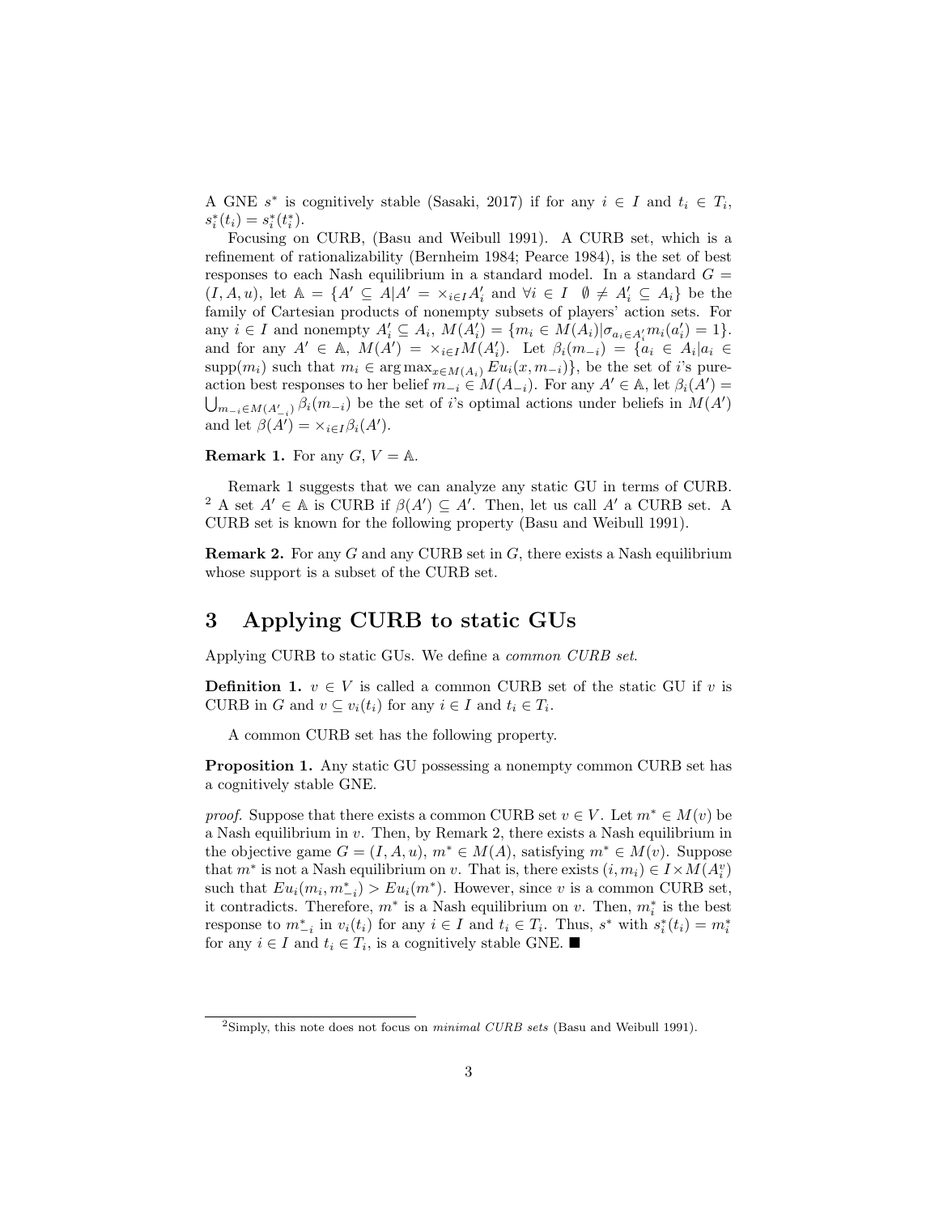A GNE $s^*$ is cognitively stable (Sasaki, 2017) if for any $i \in I$ and $t_i \in T_i$, $s_i^*(t_i) = s_i^*(t_i^*)$.

Focusing on CURB, (Basu and Weibull 1991). A CURB set, which is a refinement of rationalizability (Bernheim 1984; Pearce 1984), is the set of best responses to each Nash equilibrium in a standard model. In a standard $G = (I, A, u)$, let $\mathbb{A} = \{A' \subseteq A | A' = \times_{i \in I} A'_i$ and $\forall i \in I \quad \emptyset \neq A'_i \subseteq A_i\}$ be the family of Cartesian products of nonempty subsets of players' action sets. For any $i \in I$ and nonempty $A'_i \subseteq A_i$, $M(A'_i) = \{m_i \in M(A_i) | \sigma_{a_i \in A'_i} m_i(a'_i) = 1\}$. and for any $A' \in \mathbb{A}$, $M(A') = \times_{i \in I} M(A'_i)$. Let $\beta_i(m_{-i}) = \{a_i \in A_i | a_i \in \text{supp}(m_i)$ such that $m_i \in \arg\max_{x \in M(A_i)} Eu_i(x, m_{-i})\}$, be the set of $i$'s pure-action best responses to her belief $m_{-i} \in M(A_{-i})$. For any $A' \in \mathbb{A}$, let $\beta_i(A') = \bigcup_{m_{-i} \in M(A'_{-i})} \beta_i(m_{-i})$ be the set of $i$'s optimal actions under beliefs in $M(A')$ and let $\beta(A') = \times_{i \in I} \beta_i(A')$.

**Remark 1.** For any $G$, $V = \mathbb{A}$.

Remark 1 suggests that we can analyze any static GU in terms of CURB. [2] A set $A' \in \mathbb{A}$ is CURB if $\beta(A') \subseteq A'$. Then, let us call $A'$ a CURB set. A CURB set is known for the following property (Basu and Weibull 1991).

**Remark 2.** For any $G$ and any CURB set in $G$, there exists a Nash equilibrium whose support is a subset of the CURB set.

# 3 Applying CURB to static GUs

Applying CURB to static GUs. We define a *common CURB set*.

**Definition 1.** $v \in V$ is called a common CURB set of the static GU if $v$ is CURB in $G$ and $v \subseteq v_i(t_i)$ for any $i \in I$ and $t_i \in T_i$.

A common CURB set has the following property.

**Proposition 1.** *Any static GU possessing a nonempty common CURB set has a cognitively stable GNE.*

*proof.* Suppose that there exists a common CURB set $v \in V$. Let $m^* \in M(v)$ be a Nash equilibrium in $v$. Then, by Remark 2, there exists a Nash equilibrium in the objective game $G = (I, A, u)$, $m^* \in M(A)$, satisfying $m^* \in M(v)$. Suppose that $m^*$ is not a Nash equilibrium on $v$. That is, there exists $(i, m_i) \in I \times M(A_i^v)$ such that $Eu_i(m_i, m_{-i}^*) > Eu_i(m^*)$. However, since $v$ is a common CURB set, it contradicts. Therefore, $m^*$ is a Nash equilibrium on $v$. Then, $m_i^*$ is the best response to $m_{-i}^*$ in $v_i(t_i)$ for any $i \in I$ and $t_i \in T_i$. Thus, $s^*$ with $s_i^*(t_i) = m_i^*$ for any $i \in I$ and $t_i \in T_i$, is a cognitively stable GNE. ∎

[2] Simply, this note does not focus on *minimal CURB sets* (Basu and Weibull 1991).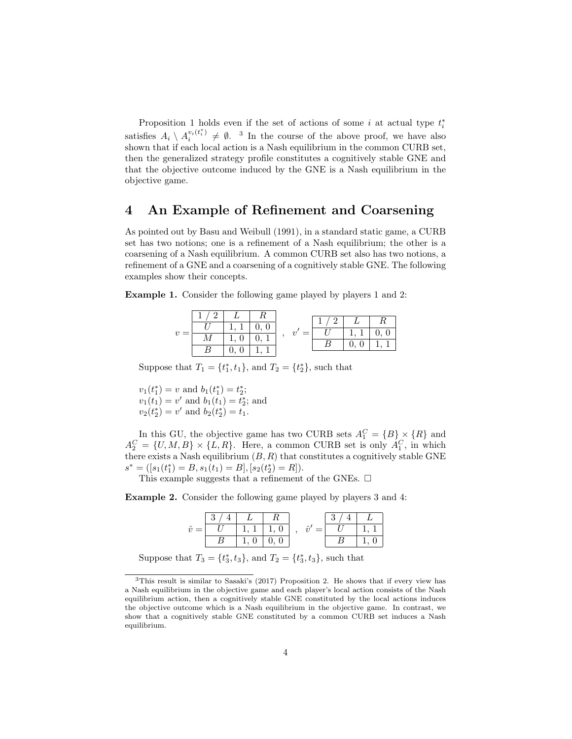Proposition 1 holds even if the set of actions of some $i$ at actual type $t_i^*$ satisfies $A_i \setminus A_i^{v_i(t_i^*)} \neq \emptyset$. [3] In the course of the above proof, we have also shown that if each local action is a Nash equilibrium in the common CURB set, then the generalized strategy profile constitutes a cognitively stable GNE and that the objective outcome induced by the GNE is a Nash equilibrium in the objective game.

# 4 An Example of Refinement and Coarsening

As pointed out by Basu and Weibull (1991), in a standard static game, a CURB set has two notions; one is a refinement of a Nash equilibrium; the other is a coarsening of a Nash equilibrium. A common CURB set also has two notions, a refinement of a GNE and a coarsening of a cognitively stable GNE. The following examples show their concepts.

**Example 1.** Consider the following game played by players 1 and 2:

$v =$

| 1 / 2 | $L$ | $R$ |
|---|---|---|
| $U$ | 1, 1 | 0, 0 |
| $M$ | 1, 0 | 0, 1 |
| $B$ | 0, 0 | 1, 1 |

$v' =$

| 1 / 2 | $L$ | $R$ |
|---|---|---|
| $U$ | 1, 1 | 0, 0 |
| $B$ | 0, 0 | 1, 1 |

Suppose that $T_1 = \{t_1^*, t_1\}$, and $T_2 = \{t_2^*\}$, such that

$v_1(t_1^*) = v$ and $b_1(t_1^*) = t_2^*$;
$v_1(t_1) = v'$ and $b_1(t_1) = t_2^*$; and
$v_2(t_2^*) = v'$ and $b_2(t_2^*) = t_1$.

In this GU, the objective game has two CURB sets $A_1^C = \{B\} \times \{R\}$ and $A_2^C = \{U, M, B\} \times \{L, R\}$. Here, a common CURB set is only $A_1^C$, in which there exists a Nash equilibrium $(B, R)$ that constitutes a cognitively stable GNE $s^* = ([s_1(t_1^*) = B, s_1(t_1) = B], [s_2(t_2^*) = R])$.

This example suggests that a refinement of the GNEs. □

**Example 2.** Consider the following game played by players 3 and 4:

$\hat{v} =$

| 3 / 4 | $L$ | $R$ |
|---|---|---|
| $U$ | 1, 1 | 1, 0 |
| $B$ | 1, 0 | 0, 0 |

$\hat{v}' =$

| 3 / 4 | $L$ |
|---|---|
| $U$ | 1, 1 |
| $B$ | 1, 0 |

Suppose that $T_3 = \{t_3^*, t_3\}$, and $T_2 = \{t_3^*, t_3\}$, such that

[3] This result is similar to Sasaki's (2017) Proposition 2. He shows that if every view has a Nash equilibrium in the objective game and each player's local action consists of the Nash equilibrium action, then a cognitively stable GNE constituted by the local actions induces the objective outcome which is a Nash equilibrium in the objective game. In contrast, we show that a cognitively stable GNE constituted by a common CURB set induces a Nash equilibrium.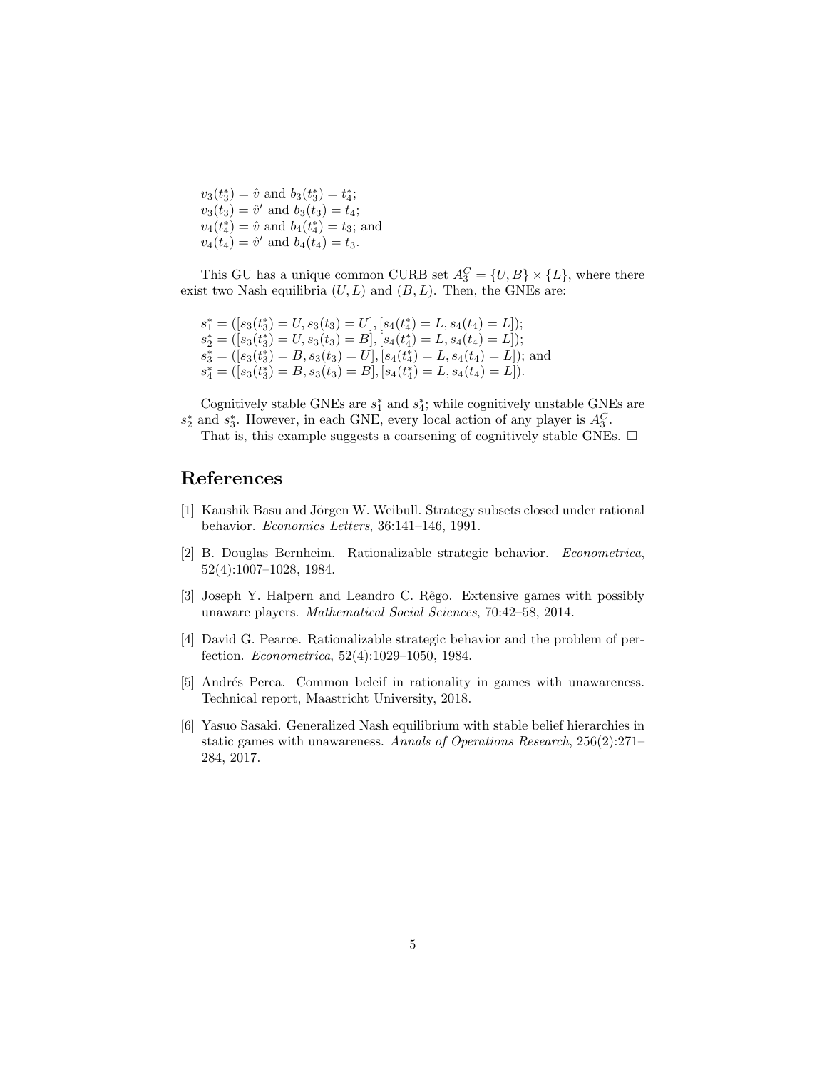$v_3(t_3^*) = \hat{v}$ and $b_3(t_3^*) = t_4^*$;
$v_3(t_3) = \hat{v}'$ and $b_3(t_3) = t_4$;
$v_4(t_4^*) = \hat{v}$ and $b_4(t_4^*) = t_3$; and
$v_4(t_4) = \hat{v}'$ and $b_4(t_4) = t_3$.

This GU has a unique common CURB set $A_3^C = \{U, B\} \times \{L\}$, where there exist two Nash equilibria $(U, L)$ and $(B, L)$. Then, the GNEs are:

$s_1^* = ([s_3(t_3^*) = U, s_3(t_3) = U], [s_4(t_4^*) = L, s_4(t_4) = L]);$
$s_2^* = ([s_3(t_3^*) = U, s_3(t_3) = B], [s_4(t_4^*) = L, s_4(t_4) = L]);$
$s_3^* = ([s_3(t_3^*) = B, s_3(t_3) = U], [s_4(t_4^*) = L, s_4(t_4) = L])$; and
$s_4^* = ([s_3(t_3^*) = B, s_3(t_3) = B], [s_4(t_4^*) = L, s_4(t_4) = L]).$

Cognitively stable GNEs are $s_1^*$ and $s_4^*$; while cognitively unstable GNEs are $s_2^*$ and $s_3^*$. However, in each GNE, every local action of any player is $A_3^C$.

That is, this example suggests a coarsening of cognitively stable GNEs. □

## References

[1] Kaushik Basu and Jörgen W. Weibull. Strategy subsets closed under rational behavior. *Economics Letters*, 36:141–146, 1991.

[2] B. Douglas Bernheim. Rationalizable strategic behavior. *Econometrica*, 52(4):1007–1028, 1984.

[3] Joseph Y. Halpern and Leandro C. Rêgo. Extensive games with possibly unaware players. *Mathematical Social Sciences*, 70:42–58, 2014.

[4] David G. Pearce. Rationalizable strategic behavior and the problem of perfection. *Econometrica*, 52(4):1029–1050, 1984.

[5] Andrés Perea. Common beleif in rationality in games with unawareness. Technical report, Maastricht University, 2018.

[6] Yasuo Sasaki. Generalized Nash equilibrium with stable belief hierarchies in static games with unawareness. *Annals of Operations Research*, 256(2):271–284, 2017.